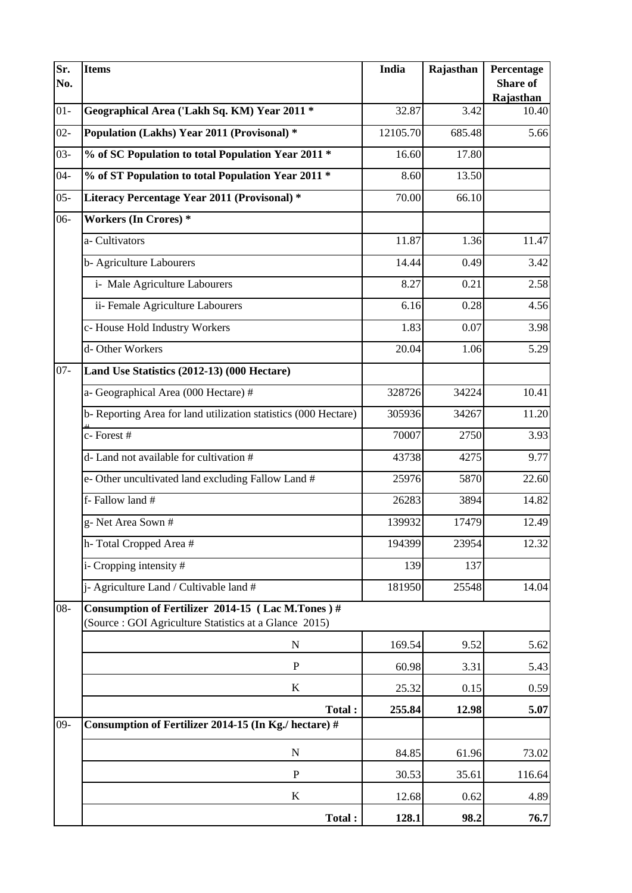| Sr. No. | Items | India | Rajasthan | Percentage Share of Rajasthan |
|---|---|---|---|---|
| 01- | **Geographical Area ('Lakh Sq. KM) Year 2011 *** | 32.87 | 3.42 | 10.40 |
| 02- | **Population (Lakhs) Year 2011 (Provisonal) *** | 12105.70 | 685.48 | 5.66 |
| 03- | **% of SC Population to total Population Year 2011 *** | 16.60 | 17.80 | |
| 04- | **% of ST Population to total Population Year 2011 *** | 8.60 | 13.50 | |
| 05- | **Literacy Percentage Year 2011 (Provisonal) *** | 70.00 | 66.10 | |
| 06- | **Workers (In Crores) *** | | | |
| | a- Cultivators | 11.87 | 1.36 | 11.47 |
| | b- Agriculture Labourers | 14.44 | 0.49 | 3.42 |
| | i- Male Agriculture Labourers | 8.27 | 0.21 | 2.58 |
| | ii- Female Agriculture Labourers | 6.16 | 0.28 | 4.56 |
| | c- House Hold Industry Workers | 1.83 | 0.07 | 3.98 |
| | d- Other Workers | 20.04 | 1.06 | 5.29 |
| 07- | **Land Use Statistics (2012-13) (000 Hectare)** | | | |
| | a- Geographical Area (000 Hectare) # | 328726 | 34224 | 10.41 |
| | b- Reporting Area for land utilization statistics (000 Hectare) # | 305936 | 34267 | 11.20 |
| | c- Forest # | 70007 | 2750 | 3.93 |
| | d- Land not available for cultivation # | 43738 | 4275 | 9.77 |
| | e- Other uncultivated land excluding Fallow Land # | 25976 | 5870 | 22.60 |
| | f- Fallow land # | 26283 | 3894 | 14.82 |
| | g- Net Area Sown # | 139932 | 17479 | 12.49 |
| | h- Total Cropped Area # | 194399 | 23954 | 12.32 |
| | i- Cropping intensity # | 139 | 137 | |
| | j- Agriculture Land / Cultivable land # | 181950 | 25548 | 14.04 |
| 08- | **Consumption of Fertilizer 2014-15 ( Lac M.Tones ) #** (Source : GOI Agriculture Statistics at a Glance 2015) | | | |
| | N | 169.54 | 9.52 | 5.62 |
| | P | 60.98 | 3.31 | 5.43 |
| | K | 25.32 | 0.15 | 0.59 |
| | **Total :** | **255.84** | **12.98** | **5.07** |
| 09- | **Consumption of Fertilizer 2014-15 (In Kg./ hectare) #** | | | |
| | N | 84.85 | 61.96 | 73.02 |
| | P | 30.53 | 35.61 | 116.64 |
| | K | 12.68 | 0.62 | 4.89 |
| | **Total :** | **128.1** | **98.2** | **76.7** |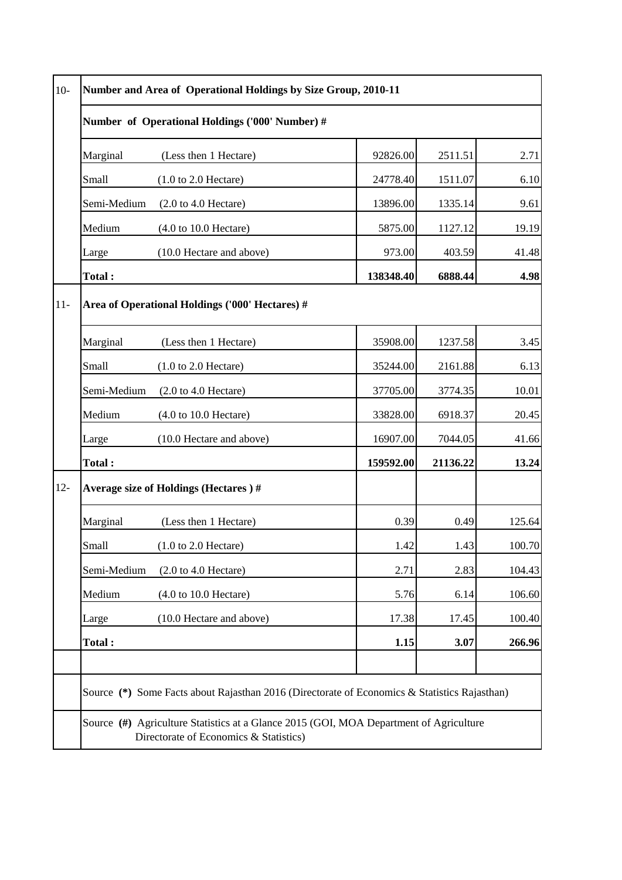| | | | | | |
|---|---|---|---|---|---|
| 10- | **Number and Area of Operational Holdings by Size Group, 2010-11** | | | | |
| | **Number of Operational Holdings ('000' Number) #** | | | | |
| | Marginal | (Less then 1 Hectare) | 92826.00 | 2511.51 | 2.71 |
| | Small | (1.0 to 2.0 Hectare) | 24778.40 | 1511.07 | 6.10 |
| | Semi-Medium | (2.0 to 4.0 Hectare) | 13896.00 | 1335.14 | 9.61 |
| | Medium | (4.0 to 10.0 Hectare) | 5875.00 | 1127.12 | 19.19 |
| | Large | (10.0 Hectare and above) | 973.00 | 403.59 | 41.48 |
| | **Total :** | | **138348.40** | **6888.44** | **4.98** |
| 11- | **Area of Operational Holdings ('000' Hectares) #** | | | | |
| | Marginal | (Less then 1 Hectare) | 35908.00 | 1237.58 | 3.45 |
| | Small | (1.0 to 2.0 Hectare) | 35244.00 | 2161.88 | 6.13 |
| | Semi-Medium | (2.0 to 4.0 Hectare) | 37705.00 | 3774.35 | 10.01 |
| | Medium | (4.0 to 10.0 Hectare) | 33828.00 | 6918.37 | 20.45 |
| | Large | (10.0 Hectare and above) | 16907.00 | 7044.05 | 41.66 |
| | **Total :** | | **159592.00** | **21136.22** | **13.24** |
| 12- | **Average size of Holdings (Hectares ) #** | | | | |
| | Marginal | (Less then 1 Hectare) | 0.39 | 0.49 | 125.64 |
| | Small | (1.0 to 2.0 Hectare) | 1.42 | 1.43 | 100.70 |
| | Semi-Medium | (2.0 to 4.0 Hectare) | 2.71 | 2.83 | 104.43 |
| | Medium | (4.0 to 10.0 Hectare) | 5.76 | 6.14 | 106.60 |
| | Large | (10.0 Hectare and above) | 17.38 | 17.45 | 100.40 |
| | **Total :** | | **1.15** | **3.07** | **266.96** |

Source **(*)** Some Facts about Rajasthan 2016 (Directorate of Economics & Statistics Rajasthan)

Source **(#)** Agriculture Statistics at a Glance 2015 (GOI, MOA Department of Agriculture Directorate of Economics & Statistics)